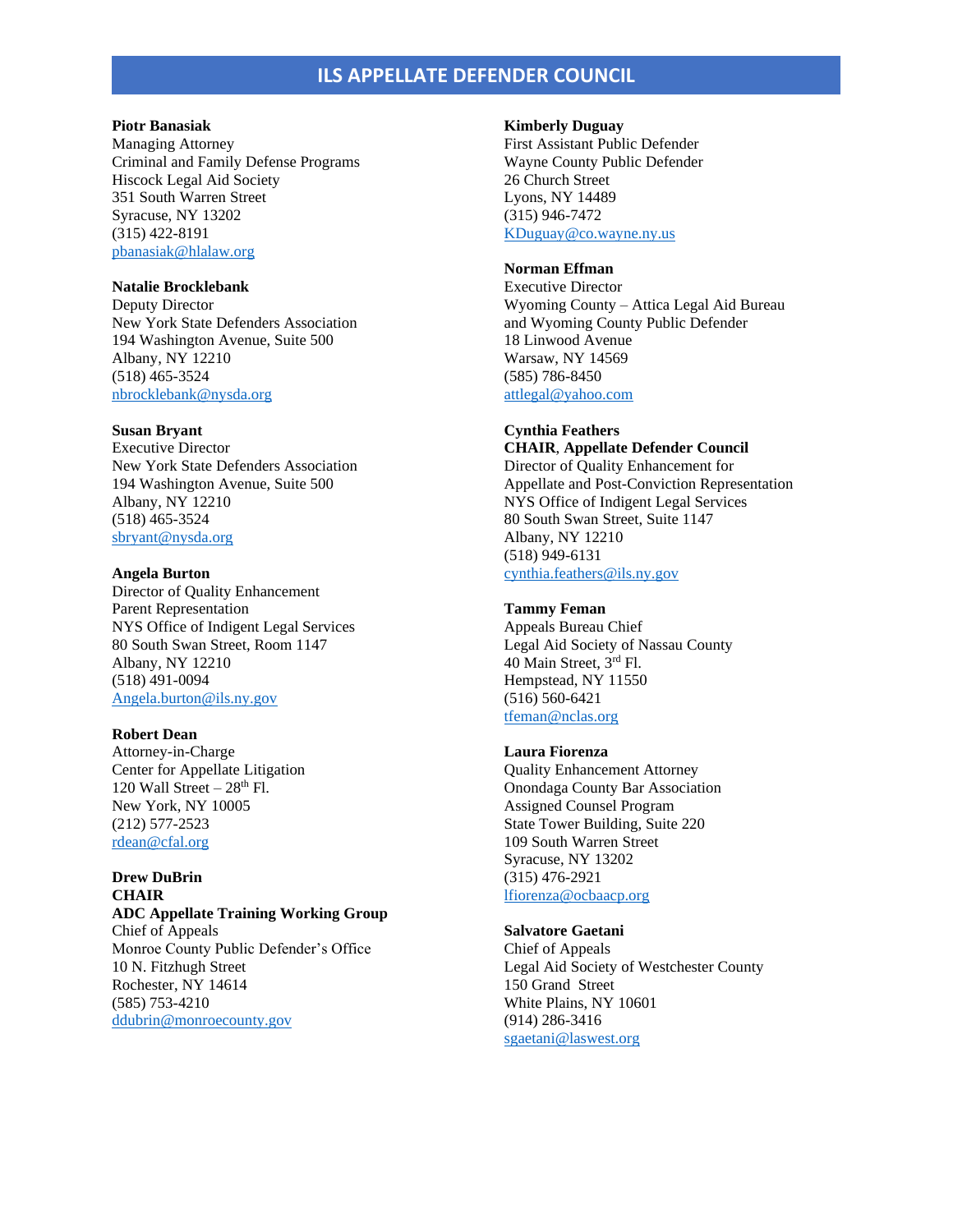# ILS APPELLATE DEFENDER COUNCIL

**Piotr Banasiak**
Managing Attorney
Criminal and Family Defense Programs
Hiscock Legal Aid Society
351 South Warren Street
Syracuse, NY 13202
(315) 422-8191
pbanasiak@hlalaw.org

**Natalie Brocklebank**
Deputy Director
New York State Defenders Association
194 Washington Avenue, Suite 500
Albany, NY 12210
(518) 465-3524
nbrocklebank@nysda.org

**Susan Bryant**
Executive Director
New York State Defenders Association
194 Washington Avenue, Suite 500
Albany, NY 12210
(518) 465-3524
sbryant@nysda.org

**Angela Burton**
Director of Quality Enhancement
Parent Representation
NYS Office of Indigent Legal Services
80 South Swan Street, Room 1147
Albany, NY 12210
(518) 491-0094
Angela.burton@ils.ny.gov

**Robert Dean**
Attorney-in-Charge
Center for Appellate Litigation
120 Wall Street – 28th Fl.
New York, NY 10005
(212) 577-2523
rdean@cfal.org

**Drew DuBrin**
**CHAIR**
**ADC Appellate Training Working Group**
Chief of Appeals
Monroe County Public Defender's Office
10 N. Fitzhugh Street
Rochester, NY 14614
(585) 753-4210
ddubrin@monroecounty.gov

**Kimberly Duguay**
First Assistant Public Defender
Wayne County Public Defender
26 Church Street
Lyons, NY 14489
(315) 946-7472
KDuguay@co.wayne.ny.us

**Norman Effman**
Executive Director
Wyoming County – Attica Legal Aid Bureau
and Wyoming County Public Defender
18 Linwood Avenue
Warsaw, NY 14569
(585) 786-8450
attlegal@yahoo.com

**Cynthia Feathers**
**CHAIR**, **Appellate Defender Council**
Director of Quality Enhancement for
Appellate and Post-Conviction Representation
NYS Office of Indigent Legal Services
80 South Swan Street, Suite 1147
Albany, NY 12210
(518) 949-6131
cynthia.feathers@ils.ny.gov

**Tammy Feman**
Appeals Bureau Chief
Legal Aid Society of Nassau County
40 Main Street, 3rd Fl.
Hempstead, NY 11550
(516) 560-6421
tfeman@nclas.org

**Laura Fiorenza**
Quality Enhancement Attorney
Onondaga County Bar Association
Assigned Counsel Program
State Tower Building, Suite 220
109 South Warren Street
Syracuse, NY 13202
(315) 476-2921
lfiorenza@ocbaacp.org

**Salvatore Gaetani**
Chief of Appeals
Legal Aid Society of Westchester County
150 Grand Street
White Plains, NY 10601
(914) 286-3416
sgaetani@laswest.org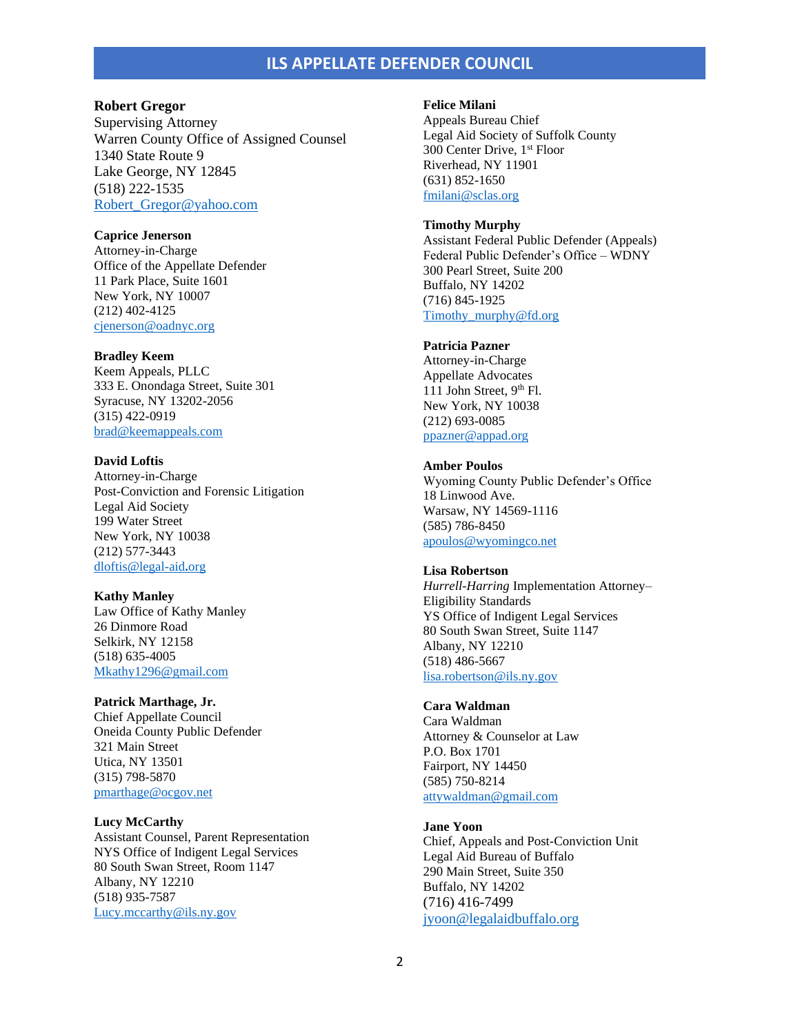# ILS APPELLATE DEFENDER COUNCIL

**Robert Gregor**
Supervising Attorney
Warren County Office of Assigned Counsel
1340 State Route 9
Lake George, NY 12845
(518) 222-1535
Robert_Gregor@yahoo.com

**Caprice Jenerson**
Attorney-in-Charge
Office of the Appellate Defender
11 Park Place, Suite 1601
New York, NY 10007
(212) 402-4125
cjenerson@oadnyc.org

**Bradley Keem**
Keem Appeals, PLLC
333 E. Onondaga Street, Suite 301
Syracuse, NY 13202-2056
(315) 422-0919
brad@keemappeals.com

**David Loftis**
Attorney-in-Charge
Post-Conviction and Forensic Litigation
Legal Aid Society
199 Water Street
New York, NY 10038
(212) 577-3443
dloftis@legal-aid.org

**Kathy Manley**
Law Office of Kathy Manley
26 Dinmore Road
Selkirk, NY 12158
(518) 635-4005
Mkathy1296@gmail.com

**Patrick Marthage, Jr.**
Chief Appellate Council
Oneida County Public Defender
321 Main Street
Utica, NY 13501
(315) 798-5870
pmarthage@ocgov.net

**Lucy McCarthy**
Assistant Counsel, Parent Representation
NYS Office of Indigent Legal Services
80 South Swan Street, Room 1147
Albany, NY 12210
(518) 935-7587
Lucy.mccarthy@ils.ny.gov

**Felice Milani**
Appeals Bureau Chief
Legal Aid Society of Suffolk County
300 Center Drive, 1st Floor
Riverhead, NY 11901
(631) 852-1650
fmilani@sclas.org

**Timothy Murphy**
Assistant Federal Public Defender (Appeals)
Federal Public Defender's Office – WDNY
300 Pearl Street, Suite 200
Buffalo, NY 14202
(716) 845-1925
Timothy_murphy@fd.org

**Patricia Pazner**
Attorney-in-Charge
Appellate Advocates
111 John Street, 9th Fl.
New York, NY 10038
(212) 693-0085
ppazner@appad.org

**Amber Poulos**
Wyoming County Public Defender's Office
18 Linwood Ave.
Warsaw, NY 14569-1116
(585) 786-8450
apoulos@wyomingco.net

**Lisa Robertson**
*Hurrell-Harring* Implementation Attorney–Eligibility Standards
YS Office of Indigent Legal Services
80 South Swan Street, Suite 1147
Albany, NY 12210
(518) 486-5667
lisa.robertson@ils.ny.gov

**Cara Waldman**
Cara Waldman
Attorney & Counselor at Law
P.O. Box 1701
Fairport, NY 14450
(585) 750-8214
attywaldman@gmail.com

**Jane Yoon**
Chief, Appeals and Post-Conviction Unit
Legal Aid Bureau of Buffalo
290 Main Street, Suite 350
Buffalo, NY 14202
(716) 416-7499
jyoon@legalaidbuffalo.org